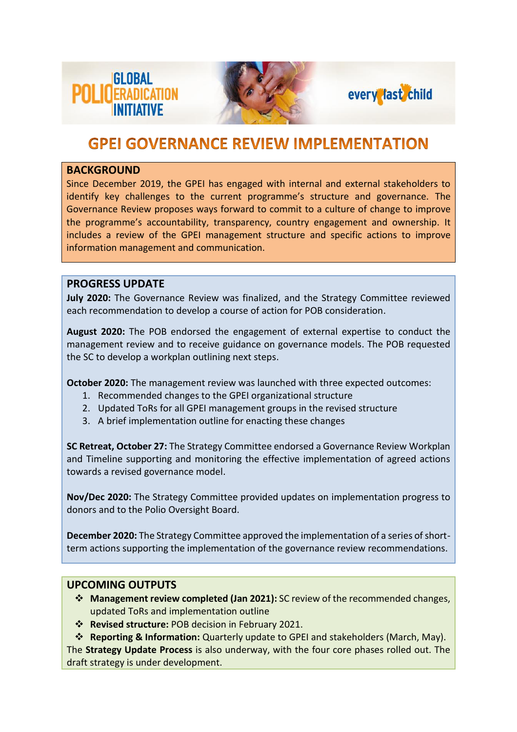# GPEI GOVERNANCE REVIEW IMPLEMENTATION

## BACKGROUND

Since December 2019, the GPEI has engaged with internal and external stakeholders to identify key challenges to the current programme's structure and governance. The Governance Review proposes ways forward to commit to a culture of change to improve the programme's accountability, transparency, country engagement and ownership. It includes a review of the GPEI management structure and specific actions to improve information management and communication.

## PROGRESS UPDATE

**July 2020:** The Governance Review was finalized, and the Strategy Committee reviewed each recommendation to develop a course of action for POB consideration.

**August 2020:** The POB endorsed the engagement of external expertise to conduct the management review and to receive guidance on governance models. The POB requested the SC to develop a workplan outlining next steps.

**October 2020:** The management review was launched with three expected outcomes:

1. Recommended changes to the GPEI organizational structure
2. Updated ToRs for all GPEI management groups in the revised structure
3. A brief implementation outline for enacting these changes

**SC Retreat, October 27:** The Strategy Committee endorsed a Governance Review Workplan and Timeline supporting and monitoring the effective implementation of agreed actions towards a revised governance model.

**Nov/Dec 2020:** The Strategy Committee provided updates on implementation progress to donors and to the Polio Oversight Board.

**December 2020:** The Strategy Committee approved the implementation of a series of short-term actions supporting the implementation of the governance review recommendations.

## UPCOMING OUTPUTS

- **Management review completed (Jan 2021):** SC review of the recommended changes, updated ToRs and implementation outline
- **Revised structure:** POB decision in February 2021.
- **Reporting & Information:** Quarterly update to GPEI and stakeholders (March, May).

The **Strategy Update Process** is also underway, with the four core phases rolled out. The draft strategy is under development.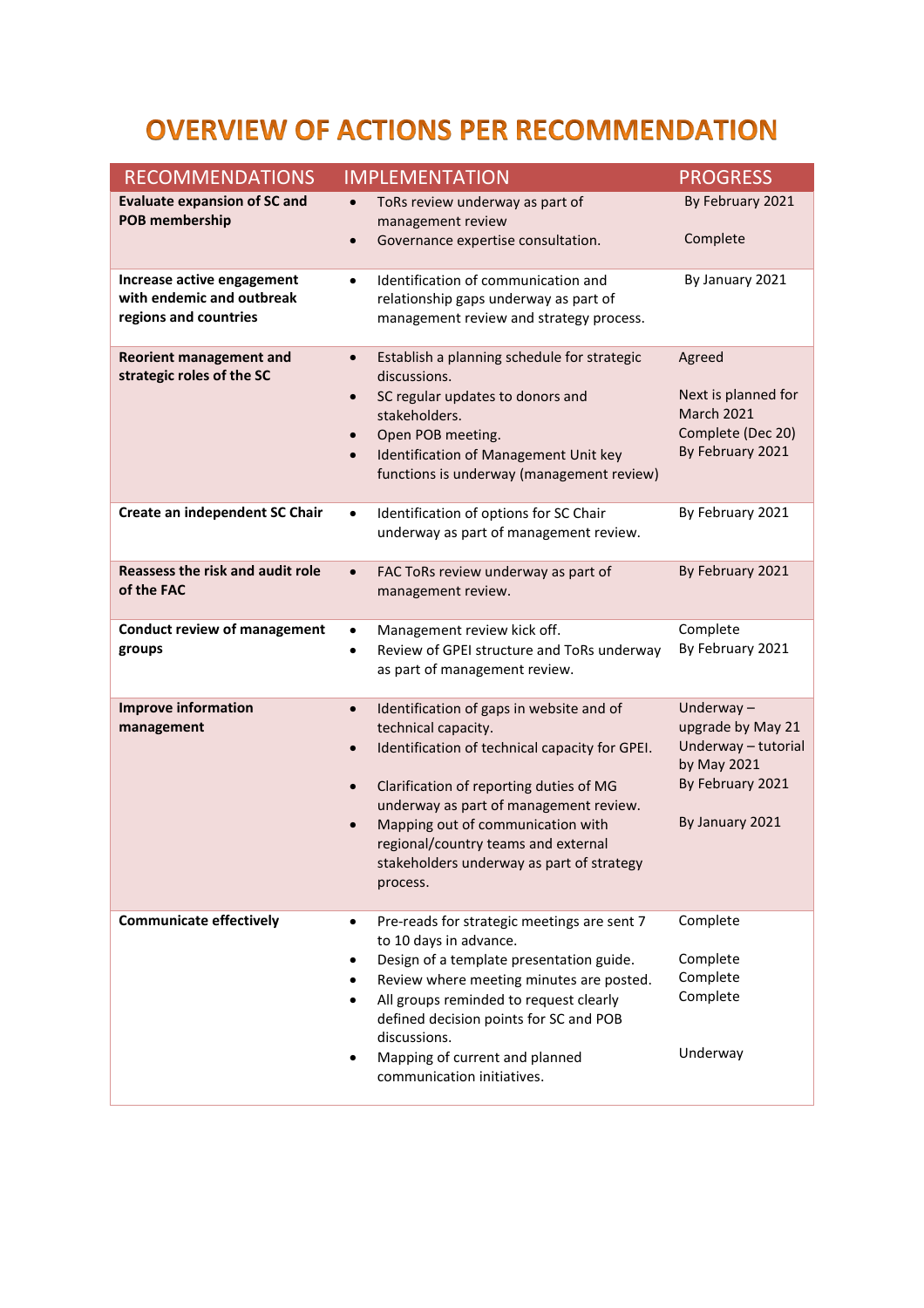# OVERVIEW OF ACTIONS PER RECOMMENDATION

| RECOMMENDATIONS | IMPLEMENTATION | PROGRESS |
|---|---|---|
| **Evaluate expansion of SC and POB membership** | • ToRs review underway as part of management review<br>• Governance expertise consultation. | By February 2021<br><br>Complete |
| **Increase active engagement with endemic and outbreak regions and countries** | • Identification of communication and relationship gaps underway as part of management review and strategy process. | By January 2021 |
| **Reorient management and strategic roles of the SC** | • Establish a planning schedule for strategic discussions.<br>• SC regular updates to donors and stakeholders.<br>• Open POB meeting.<br>• Identification of Management Unit key functions is underway (management review) | Agreed<br><br>Next is planned for March 2021<br>Complete (Dec 20)<br>By February 2021 |
| **Create an independent SC Chair** | • Identification of options for SC Chair underway as part of management review. | By February 2021 |
| **Reassess the risk and audit role of the FAC** | • FAC ToRs review underway as part of management review. | By February 2021 |
| **Conduct review of management groups** | • Management review kick off.<br>• Review of GPEI structure and ToRs underway as part of management review. | Complete<br>By February 2021 |
| **Improve information management** | • Identification of gaps in website and of technical capacity.<br>• Identification of technical capacity for GPEI.<br>• Clarification of reporting duties of MG underway as part of management review.<br>• Mapping out of communication with regional/country teams and external stakeholders underway as part of strategy process. | Underway – upgrade by May 21<br>Underway – tutorial by May 2021<br>By February 2021<br><br>By January 2021 |
| **Communicate effectively** | • Pre-reads for strategic meetings are sent 7 to 10 days in advance.<br>• Design of a template presentation guide.<br>• Review where meeting minutes are posted.<br>• All groups reminded to request clearly defined decision points for SC and POB discussions.<br>• Mapping of current and planned communication initiatives. | Complete<br><br>Complete<br>Complete<br>Complete<br><br>Underway |